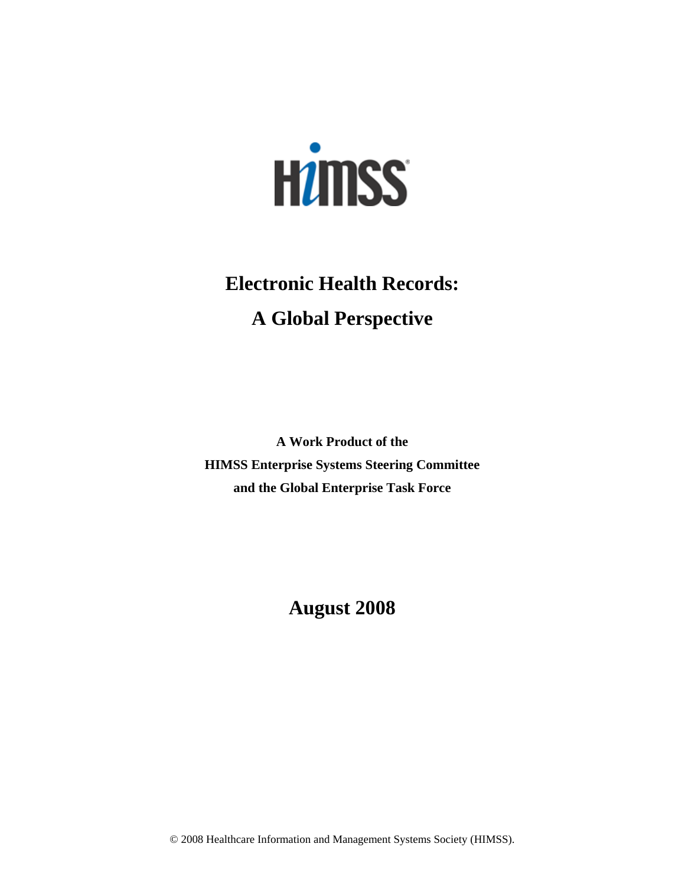HIMSS

# Electronic Health Records: A Global Perspective

**A Work Product of the**
**HIMSS Enterprise Systems Steering Committee**
**and the Global Enterprise Task Force**

## August 2008

© 2008 Healthcare Information and Management Systems Society (HIMSS).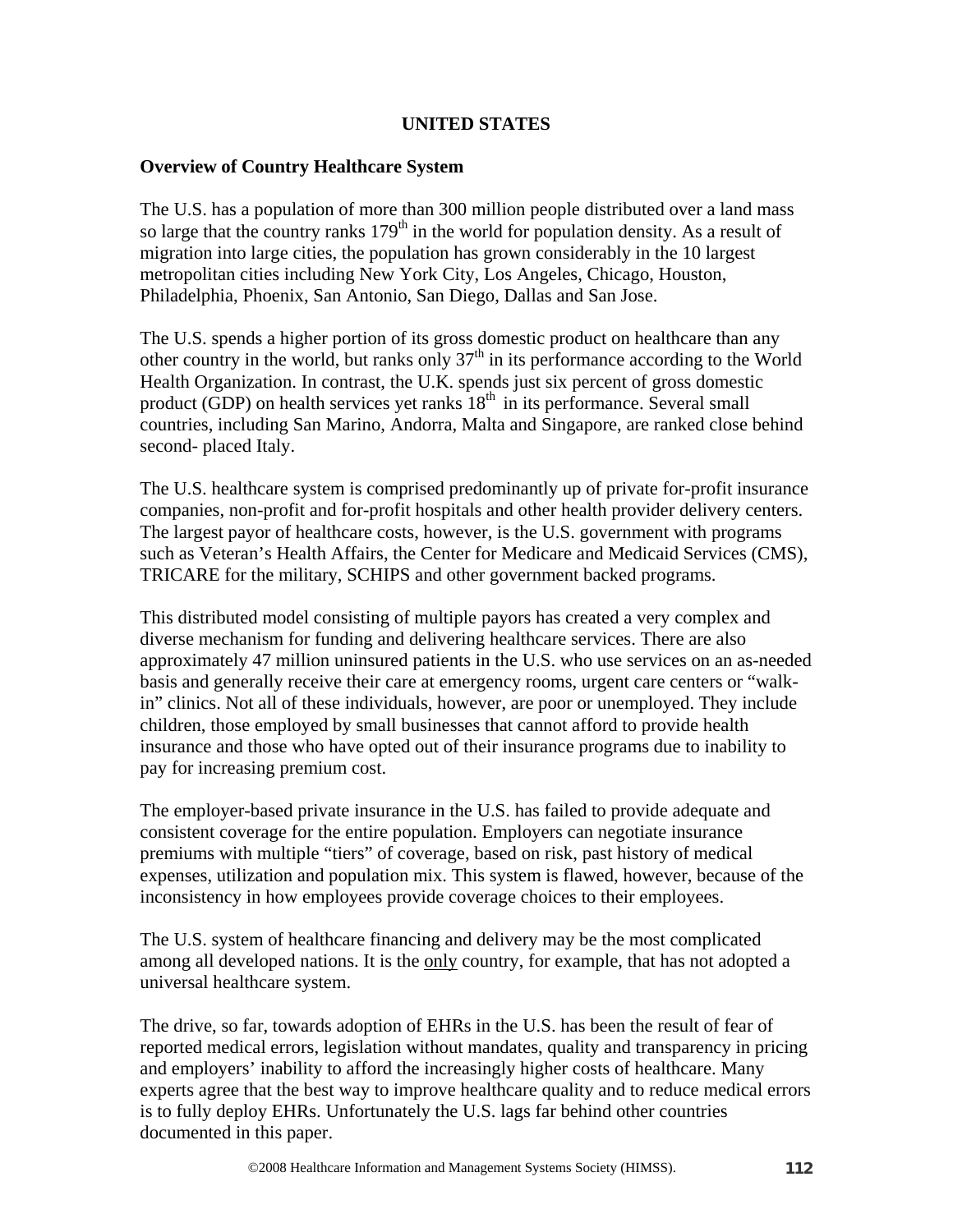# UNITED STATES

## Overview of Country Healthcare System

The U.S. has a population of more than 300 million people distributed over a land mass so large that the country ranks 179th in the world for population density. As a result of migration into large cities, the population has grown considerably in the 10 largest metropolitan cities including New York City, Los Angeles, Chicago, Houston, Philadelphia, Phoenix, San Antonio, San Diego, Dallas and San Jose.

The U.S. spends a higher portion of its gross domestic product on healthcare than any other country in the world, but ranks only 37th in its performance according to the World Health Organization. In contrast, the U.K. spends just six percent of gross domestic product (GDP) on health services yet ranks 18th in its performance. Several small countries, including San Marino, Andorra, Malta and Singapore, are ranked close behind second- placed Italy.

The U.S. healthcare system is comprised predominantly up of private for-profit insurance companies, non-profit and for-profit hospitals and other health provider delivery centers. The largest payor of healthcare costs, however, is the U.S. government with programs such as Veteran's Health Affairs, the Center for Medicare and Medicaid Services (CMS), TRICARE for the military, SCHIPS and other government backed programs.

This distributed model consisting of multiple payors has created a very complex and diverse mechanism for funding and delivering healthcare services. There are also approximately 47 million uninsured patients in the U.S. who use services on an as-needed basis and generally receive their care at emergency rooms, urgent care centers or "walk-in" clinics. Not all of these individuals, however, are poor or unemployed. They include children, those employed by small businesses that cannot afford to provide health insurance and those who have opted out of their insurance programs due to inability to pay for increasing premium cost.

The employer-based private insurance in the U.S. has failed to provide adequate and consistent coverage for the entire population. Employers can negotiate insurance premiums with multiple "tiers" of coverage, based on risk, past history of medical expenses, utilization and population mix. This system is flawed, however, because of the inconsistency in how employees provide coverage choices to their employees.

The U.S. system of healthcare financing and delivery may be the most complicated among all developed nations. It is the <u>only</u> country, for example, that has not adopted a universal healthcare system.

The drive, so far, towards adoption of EHRs in the U.S. has been the result of fear of reported medical errors, legislation without mandates, quality and transparency in pricing and employers' inability to afford the increasingly higher costs of healthcare. Many experts agree that the best way to improve healthcare quality and to reduce medical errors is to fully deploy EHRs. Unfortunately the U.S. lags far behind other countries documented in this paper.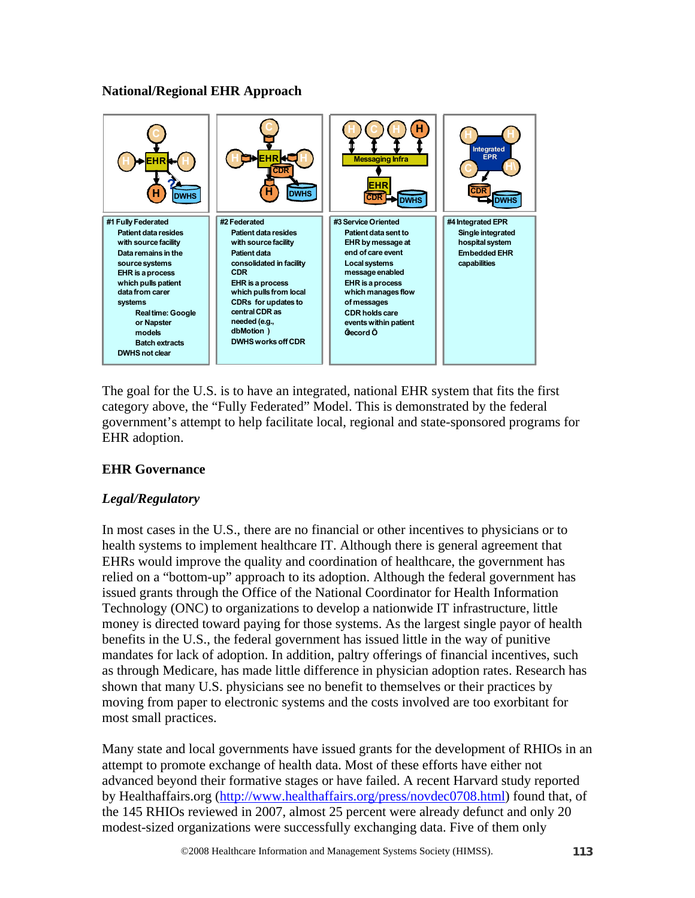**National/Regional EHR Approach**

| #1 Fully Federated | #2 Federated | #3 Service Oriented | #4 Integrated EPR |
|---|---|---|---|
| Patient data resides with source facility<br>Data remains in the source systems<br>EHR is a process which pulls patient data from carer systems<br>Real time: Google or Napster models<br>Batch extracts<br>DWHS not clear | Patient data resides with source facility<br>Patient data consolidated in facility CDR<br>EHR is a process which pulls from local CDRs for updates to central CDR as needed (e.g., dbMotion )<br>DWHS works off CDR | Patient data sent to EHR by message at end of care event<br>Local systems message enabled<br>EHR is a process which manages flow of messages<br>CDR holds care events within patient Ōecord Ō | Single integrated hospital system<br>Embedded EHR capabilities |

The goal for the U.S. is to have an integrated, national EHR system that fits the first category above, the “Fully Federated” Model. This is demonstrated by the federal government’s attempt to help facilitate local, regional and state-sponsored programs for EHR adoption.

## EHR Governance

### *Legal/Regulatory*

In most cases in the U.S., there are no financial or other incentives to physicians or to health systems to implement healthcare IT. Although there is general agreement that EHRs would improve the quality and coordination of healthcare, the government has relied on a “bottom-up” approach to its adoption. Although the federal government has issued grants through the Office of the National Coordinator for Health Information Technology (ONC) to organizations to develop a nationwide IT infrastructure, little money is directed toward paying for those systems. As the largest single payor of health benefits in the U.S., the federal government has issued little in the way of punitive mandates for lack of adoption. In addition, paltry offerings of financial incentives, such as through Medicare, has made little difference in physician adoption rates. Research has shown that many U.S. physicians see no benefit to themselves or their practices by moving from paper to electronic systems and the costs involved are too exorbitant for most small practices.

Many state and local governments have issued grants for the development of RHIOs in an attempt to promote exchange of health data. Most of these efforts have either not advanced beyond their formative stages or have failed. A recent Harvard study reported by Healthaffairs.org (http://www.healthaffairs.org/press/novdec0708.html) found that, of the 145 RHIOs reviewed in 2007, almost 25 percent were already defunct and only 20 modest-sized organizations were successfully exchanging data. Five of them only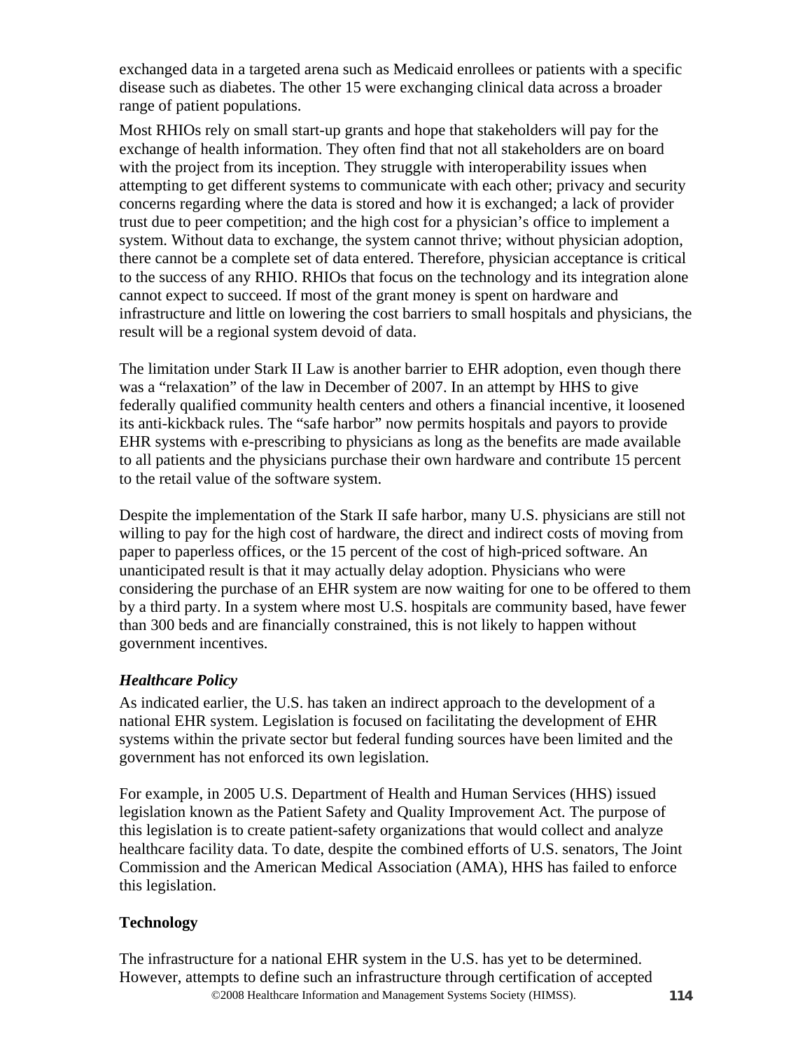exchanged data in a targeted arena such as Medicaid enrollees or patients with a specific disease such as diabetes. The other 15 were exchanging clinical data across a broader range of patient populations.

Most RHIOs rely on small start-up grants and hope that stakeholders will pay for the exchange of health information. They often find that not all stakeholders are on board with the project from its inception. They struggle with interoperability issues when attempting to get different systems to communicate with each other; privacy and security concerns regarding where the data is stored and how it is exchanged; a lack of provider trust due to peer competition; and the high cost for a physician's office to implement a system. Without data to exchange, the system cannot thrive; without physician adoption, there cannot be a complete set of data entered. Therefore, physician acceptance is critical to the success of any RHIO. RHIOs that focus on the technology and its integration alone cannot expect to succeed. If most of the grant money is spent on hardware and infrastructure and little on lowering the cost barriers to small hospitals and physicians, the result will be a regional system devoid of data.

The limitation under Stark II Law is another barrier to EHR adoption, even though there was a "relaxation" of the law in December of 2007. In an attempt by HHS to give federally qualified community health centers and others a financial incentive, it loosened its anti-kickback rules. The "safe harbor" now permits hospitals and payors to provide EHR systems with e-prescribing to physicians as long as the benefits are made available to all patients and the physicians purchase their own hardware and contribute 15 percent to the retail value of the software system.

Despite the implementation of the Stark II safe harbor, many U.S. physicians are still not willing to pay for the high cost of hardware, the direct and indirect costs of moving from paper to paperless offices, or the 15 percent of the cost of high-priced software. An unanticipated result is that it may actually delay adoption. Physicians who were considering the purchase of an EHR system are now waiting for one to be offered to them by a third party. In a system where most U.S. hospitals are community based, have fewer than 300 beds and are financially constrained, this is not likely to happen without government incentives.

### *Healthcare Policy*

As indicated earlier, the U.S. has taken an indirect approach to the development of a national EHR system. Legislation is focused on facilitating the development of EHR systems within the private sector but federal funding sources have been limited and the government has not enforced its own legislation.

For example, in 2005 U.S. Department of Health and Human Services (HHS) issued legislation known as the Patient Safety and Quality Improvement Act. The purpose of this legislation is to create patient-safety organizations that would collect and analyze healthcare facility data. To date, despite the combined efforts of U.S. senators, The Joint Commission and the American Medical Association (AMA), HHS has failed to enforce this legislation.

### Technology

The infrastructure for a national EHR system in the U.S. has yet to be determined. However, attempts to define such an infrastructure through certification of accepted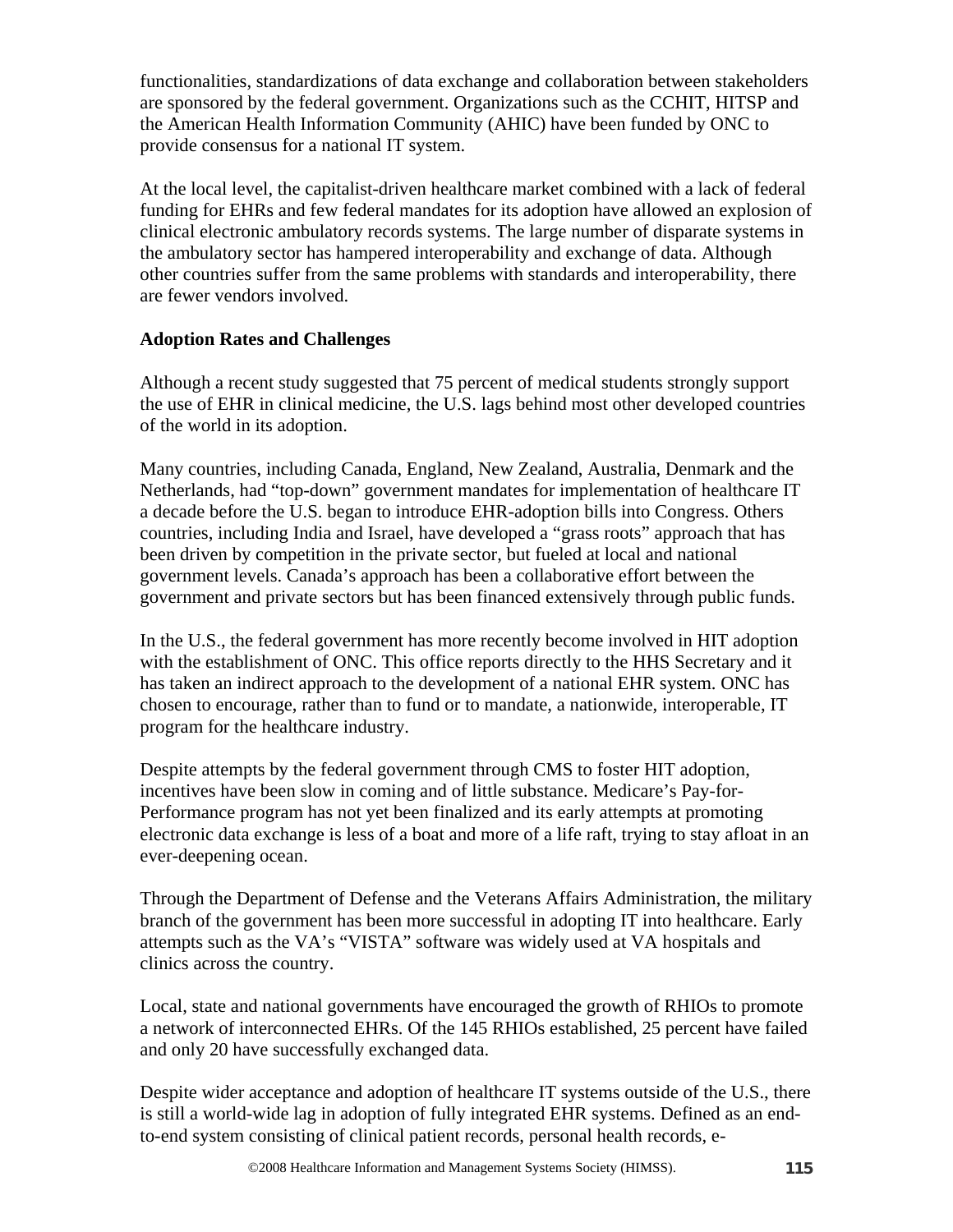functionalities, standardizations of data exchange and collaboration between stakeholders are sponsored by the federal government. Organizations such as the CCHIT, HITSP and the American Health Information Community (AHIC) have been funded by ONC to provide consensus for a national IT system.

At the local level, the capitalist-driven healthcare market combined with a lack of federal funding for EHRs and few federal mandates for its adoption have allowed an explosion of clinical electronic ambulatory records systems. The large number of disparate systems in the ambulatory sector has hampered interoperability and exchange of data. Although other countries suffer from the same problems with standards and interoperability, there are fewer vendors involved.

**Adoption Rates and Challenges**

Although a recent study suggested that 75 percent of medical students strongly support the use of EHR in clinical medicine, the U.S. lags behind most other developed countries of the world in its adoption.

Many countries, including Canada, England, New Zealand, Australia, Denmark and the Netherlands, had "top-down" government mandates for implementation of healthcare IT a decade before the U.S. began to introduce EHR-adoption bills into Congress. Others countries, including India and Israel, have developed a "grass roots" approach that has been driven by competition in the private sector, but fueled at local and national government levels. Canada's approach has been a collaborative effort between the government and private sectors but has been financed extensively through public funds.

In the U.S., the federal government has more recently become involved in HIT adoption with the establishment of ONC. This office reports directly to the HHS Secretary and it has taken an indirect approach to the development of a national EHR system. ONC has chosen to encourage, rather than to fund or to mandate, a nationwide, interoperable, IT program for the healthcare industry.

Despite attempts by the federal government through CMS to foster HIT adoption, incentives have been slow in coming and of little substance. Medicare's Pay-for-Performance program has not yet been finalized and its early attempts at promoting electronic data exchange is less of a boat and more of a life raft, trying to stay afloat in an ever-deepening ocean.

Through the Department of Defense and the Veterans Affairs Administration, the military branch of the government has been more successful in adopting IT into healthcare. Early attempts such as the VA's "VISTA" software was widely used at VA hospitals and clinics across the country.

Local, state and national governments have encouraged the growth of RHIOs to promote a network of interconnected EHRs. Of the 145 RHIOs established, 25 percent have failed and only 20 have successfully exchanged data.

Despite wider acceptance and adoption of healthcare IT systems outside of the U.S., there is still a world-wide lag in adoption of fully integrated EHR systems. Defined as an end-to-end system consisting of clinical patient records, personal health records, e-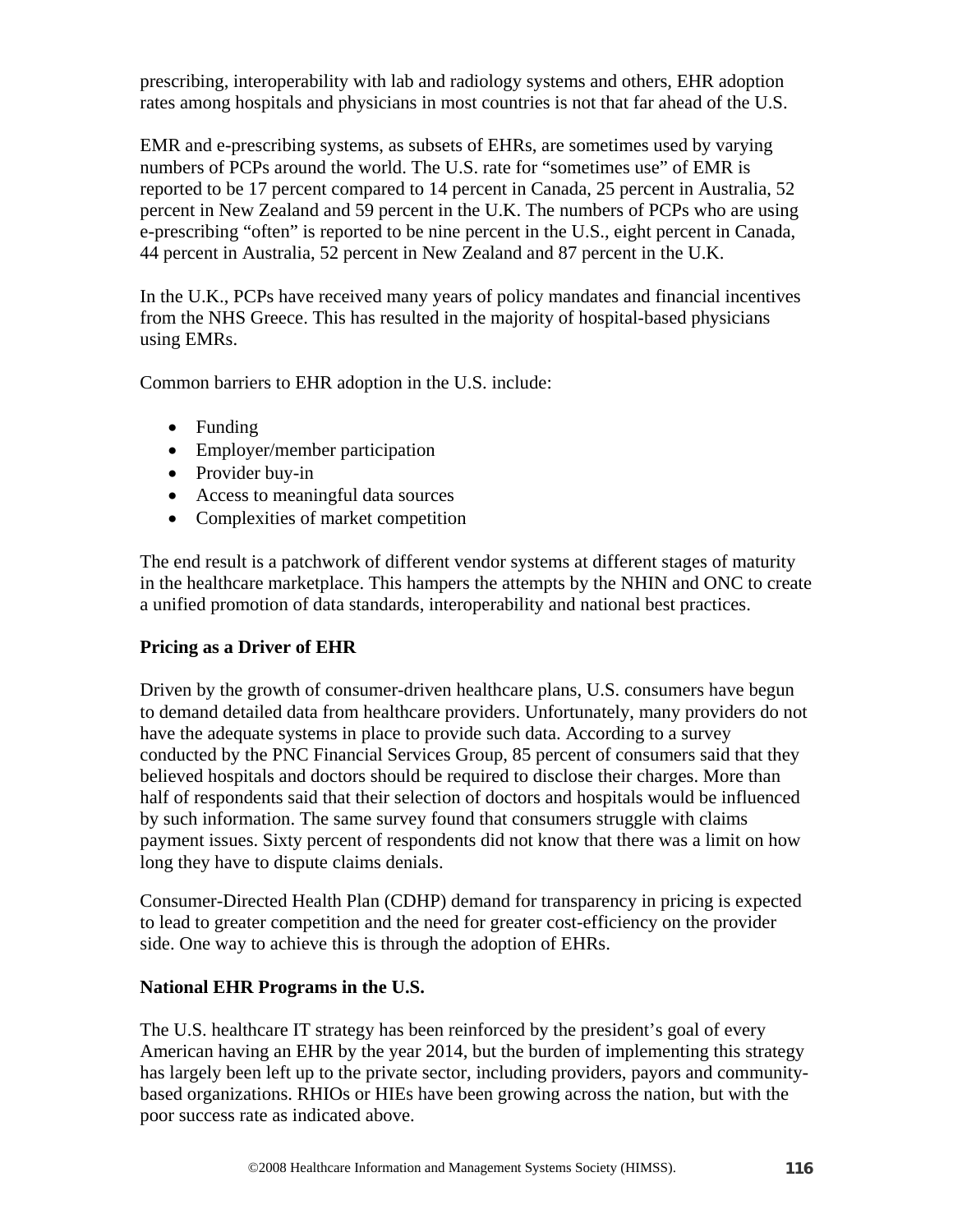prescribing, interoperability with lab and radiology systems and others, EHR adoption rates among hospitals and physicians in most countries is not that far ahead of the U.S.

EMR and e-prescribing systems, as subsets of EHRs, are sometimes used by varying numbers of PCPs around the world. The U.S. rate for "sometimes use" of EMR is reported to be 17 percent compared to 14 percent in Canada, 25 percent in Australia, 52 percent in New Zealand and 59 percent in the U.K. The numbers of PCPs who are using e-prescribing "often" is reported to be nine percent in the U.S., eight percent in Canada, 44 percent in Australia, 52 percent in New Zealand and 87 percent in the U.K.

In the U.K., PCPs have received many years of policy mandates and financial incentives from the NHS Greece. This has resulted in the majority of hospital-based physicians using EMRs.

Common barriers to EHR adoption in the U.S. include:

- Funding
- Employer/member participation
- Provider buy-in
- Access to meaningful data sources
- Complexities of market competition

The end result is a patchwork of different vendor systems at different stages of maturity in the healthcare marketplace. This hampers the attempts by the NHIN and ONC to create a unified promotion of data standards, interoperability and national best practices.

**Pricing as a Driver of EHR**

Driven by the growth of consumer-driven healthcare plans, U.S. consumers have begun to demand detailed data from healthcare providers. Unfortunately, many providers do not have the adequate systems in place to provide such data. According to a survey conducted by the PNC Financial Services Group, 85 percent of consumers said that they believed hospitals and doctors should be required to disclose their charges. More than half of respondents said that their selection of doctors and hospitals would be influenced by such information. The same survey found that consumers struggle with claims payment issues. Sixty percent of respondents did not know that there was a limit on how long they have to dispute claims denials.

Consumer-Directed Health Plan (CDHP) demand for transparency in pricing is expected to lead to greater competition and the need for greater cost-efficiency on the provider side. One way to achieve this is through the adoption of EHRs.

**National EHR Programs in the U.S.**

The U.S. healthcare IT strategy has been reinforced by the president's goal of every American having an EHR by the year 2014, but the burden of implementing this strategy has largely been left up to the private sector, including providers, payors and community-based organizations. RHIOs or HIEs have been growing across the nation, but with the poor success rate as indicated above.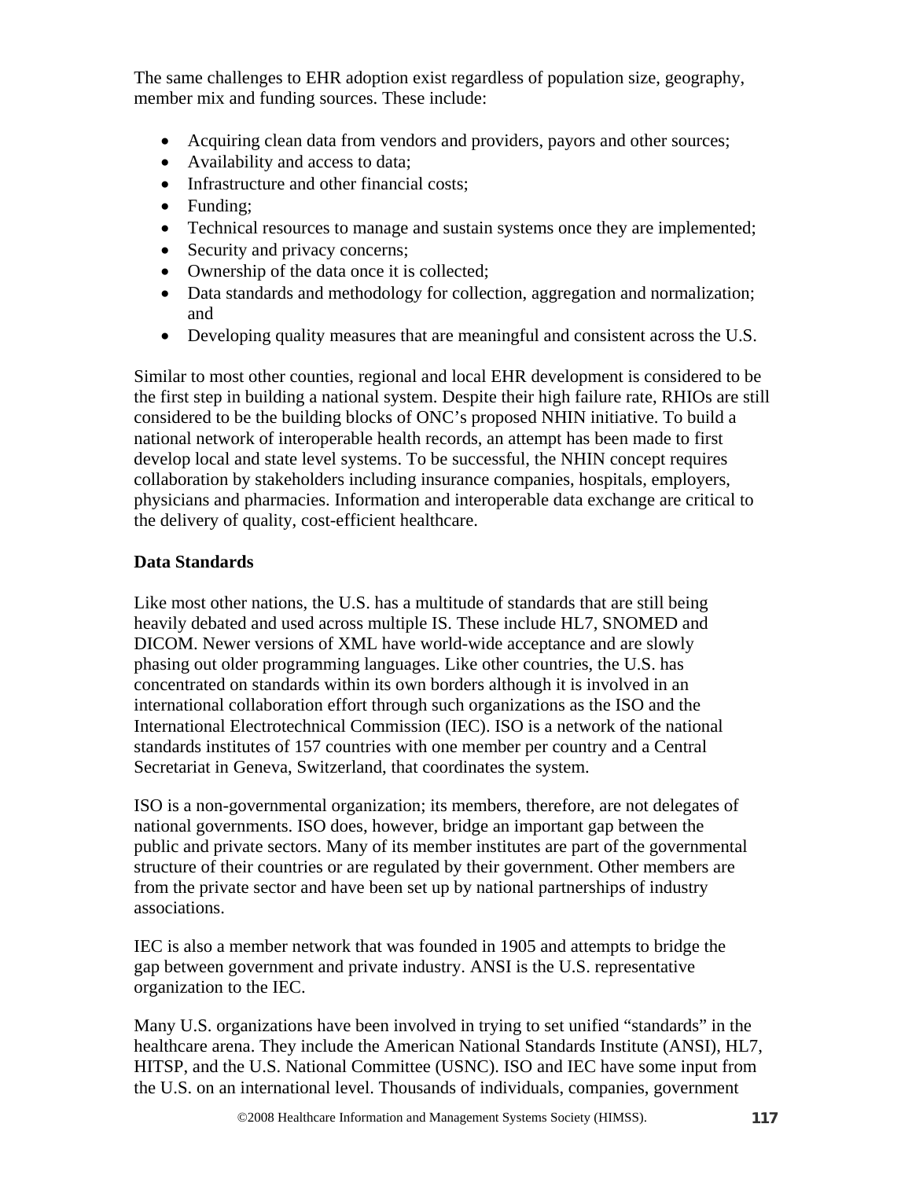The same challenges to EHR adoption exist regardless of population size, geography, member mix and funding sources. These include:

- Acquiring clean data from vendors and providers, payors and other sources;
- Availability and access to data;
- Infrastructure and other financial costs;
- Funding;
- Technical resources to manage and sustain systems once they are implemented;
- Security and privacy concerns;
- Ownership of the data once it is collected;
- Data standards and methodology for collection, aggregation and normalization; and
- Developing quality measures that are meaningful and consistent across the U.S.

Similar to most other counties, regional and local EHR development is considered to be the first step in building a national system. Despite their high failure rate, RHIOs are still considered to be the building blocks of ONC's proposed NHIN initiative. To build a national network of interoperable health records, an attempt has been made to first develop local and state level systems. To be successful, the NHIN concept requires collaboration by stakeholders including insurance companies, hospitals, employers, physicians and pharmacies. Information and interoperable data exchange are critical to the delivery of quality, cost-efficient healthcare.

**Data Standards**

Like most other nations, the U.S. has a multitude of standards that are still being heavily debated and used across multiple IS. These include HL7, SNOMED and DICOM. Newer versions of XML have world-wide acceptance and are slowly phasing out older programming languages. Like other countries, the U.S. has concentrated on standards within its own borders although it is involved in an international collaboration effort through such organizations as the ISO and the International Electrotechnical Commission (IEC). ISO is a network of the national standards institutes of 157 countries with one member per country and a Central Secretariat in Geneva, Switzerland, that coordinates the system.

ISO is a non-governmental organization; its members, therefore, are not delegates of national governments. ISO does, however, bridge an important gap between the public and private sectors. Many of its member institutes are part of the governmental structure of their countries or are regulated by their government. Other members are from the private sector and have been set up by national partnerships of industry associations.

IEC is also a member network that was founded in 1905 and attempts to bridge the gap between government and private industry. ANSI is the U.S. representative organization to the IEC.

Many U.S. organizations have been involved in trying to set unified "standards" in the healthcare arena. They include the American National Standards Institute (ANSI), HL7, HITSP, and the U.S. National Committee (USNC). ISO and IEC have some input from the U.S. on an international level. Thousands of individuals, companies, government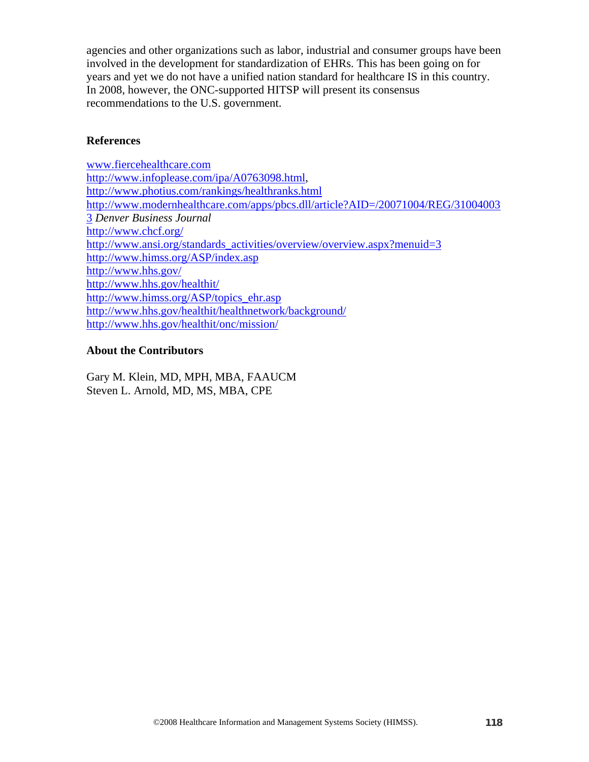agencies and other organizations such as labor, industrial and consumer groups have been involved in the development for standardization of EHRs. This has been going on for years and yet we do not have a unified nation standard for healthcare IS in this country. In 2008, however, the ONC-supported HITSP will present its consensus recommendations to the U.S. government.

**References**

www.fiercehealthcare.com
http://www.infoplease.com/ipa/A0763098.html,
http://www.photius.com/rankings/healthranks.html
http://www.modernhealthcare.com/apps/pbcs.dll/article?AID=/20071004/REG/310040033 *Denver Business Journal*
http://www.chcf.org/
http://www.ansi.org/standards_activities/overview/overview.aspx?menuid=3
http://www.himss.org/ASP/index.asp
http://www.hhs.gov/
http://www.hhs.gov/healthit/
http://www.himss.org/ASP/topics_ehr.asp
http://www.hhs.gov/healthit/healthnetwork/background/
http://www.hhs.gov/healthit/onc/mission/

**About the Contributors**

Gary M. Klein, MD, MPH, MBA, FAAUCM
Steven L. Arnold, MD, MS, MBA, CPE